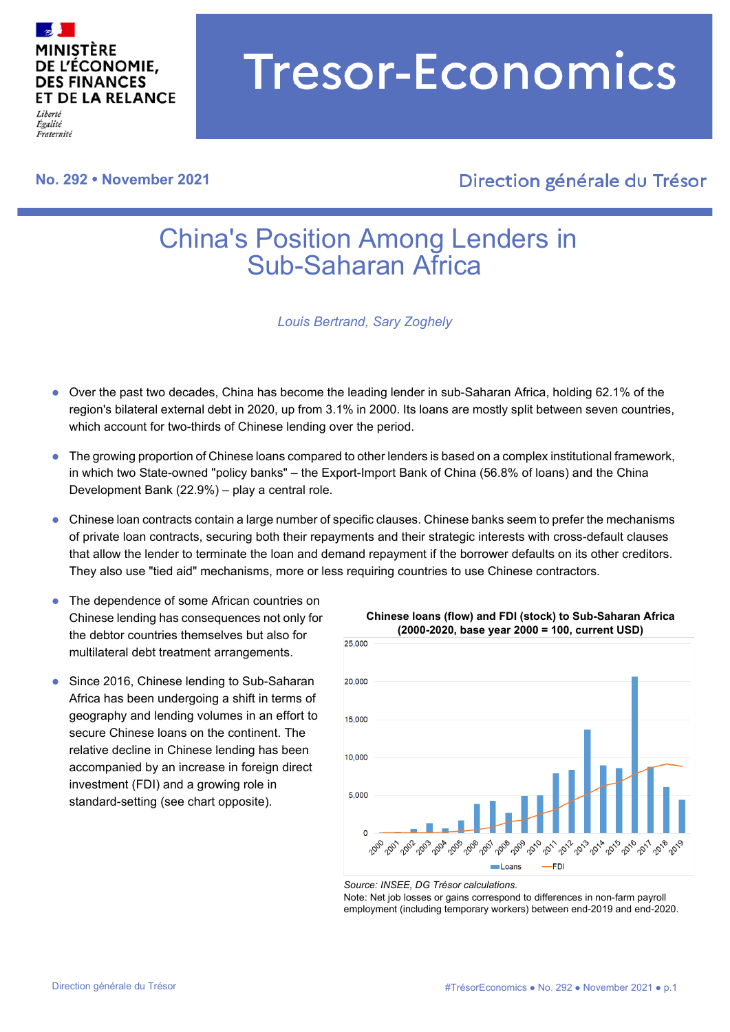# China's Position Among Lenders in Sub-Saharan Africa

*Louis Bertrand, Sary Zoghely*

- Over the past two decades, China has become the leading lender in sub-Saharan Africa, holding 62.1% of the region's bilateral external debt in 2020, up from 3.1% in 2000. Its loans are mostly split between seven countries, which account for two-thirds of Chinese lending over the period.
- The growing proportion of Chinese loans compared to other lenders is based on a complex institutional framework, in which two State-owned "policy banks" – the Export-Import Bank of China (56.8% of loans) and the China Development Bank (22.9%) – play a central role.
- Chinese loan contracts contain a large number of specific clauses. Chinese banks seem to prefer the mechanisms of private loan contracts, securing both their repayments and their strategic interests with cross-default clauses that allow the lender to terminate the loan and demand repayment if the borrower defaults on its other creditors. They also use "tied aid" mechanisms, more or less requiring countries to use Chinese contractors.
- The dependence of some African countries on Chinese lending has consequences not only for the debtor countries themselves but also for multilateral debt treatment arrangements.
- Since 2016, Chinese lending to Sub-Saharan Africa has been undergoing a shift in terms of geography and lending volumes in an effort to secure Chinese loans on the continent. The relative decline in Chinese lending has been accompanied by an increase in foreign direct investment (FDI) and a growing role in standard-setting (see chart opposite).

**Chinese loans (flow) and FDI (stock) to Sub-Saharan Africa (2000-2020, base year 2000 = 100, current USD)**

*Source: INSEE, DG Trésor calculations.*

Note: Net job losses or gains correspond to differences in non-farm payroll employment (including temporary workers) between end-2019 and end-2020.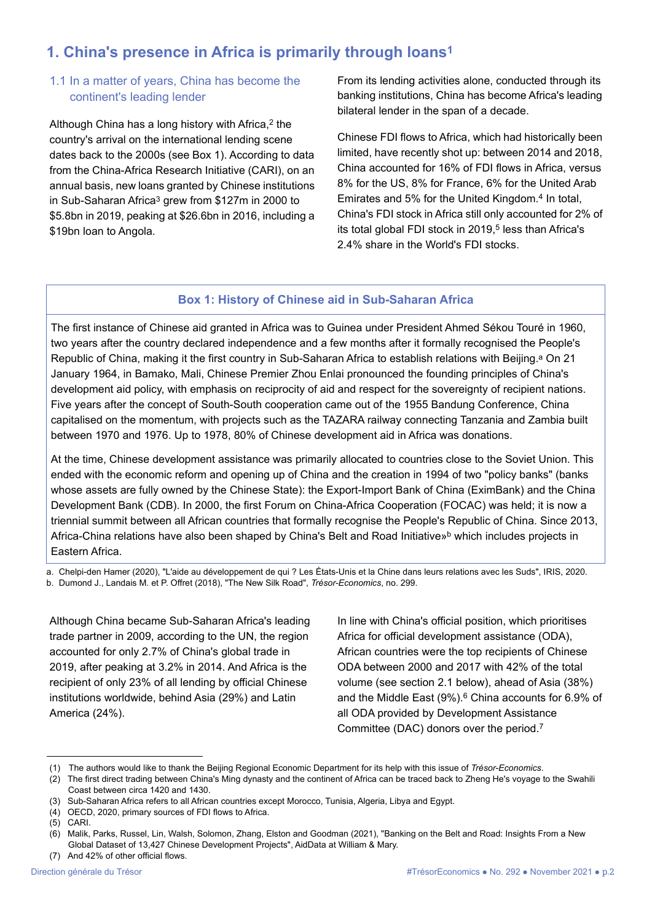## 1. China's presence in Africa is primarily through loans[1]

### 1.1 In a matter of years, China has become the continent's leading lender

Although China has a long history with Africa,[2] the country's arrival on the international lending scene dates back to the 2000s (see Box 1). According to data from the China-Africa Research Initiative (CARI), on an annual basis, new loans granted by Chinese institutions in Sub-Saharan Africa[3] grew from $127m in 2000 to $5.8bn in 2019, peaking at $26.6bn in 2016, including a $19bn loan to Angola.

From its lending activities alone, conducted through its banking institutions, China has become Africa's leading bilateral lender in the span of a decade.

Chinese FDI flows to Africa, which had historically been limited, have recently shot up: between 2014 and 2018, China accounted for 16% of FDI flows in Africa, versus 8% for the US, 8% for France, 6% for the United Arab Emirates and 5% for the United Kingdom.[4] In total, China's FDI stock in Africa still only accounted for 2% of its total global FDI stock in 2019,[5] less than Africa's 2.4% share in the World's FDI stocks.

**Box 1: History of Chinese aid in Sub-Saharan Africa**

The first instance of Chinese aid granted in Africa was to Guinea under President Ahmed Sékou Touré in 1960, two years after the country declared independence and a few months after it formally recognised the People's Republic of China, making it the first country in Sub-Saharan Africa to establish relations with Beijing.[a] On 21 January 1964, in Bamako, Mali, Chinese Premier Zhou Enlai pronounced the founding principles of China's development aid policy, with emphasis on reciprocity of aid and respect for the sovereignty of recipient nations. Five years after the concept of South-South cooperation came out of the 1955 Bandung Conference, China capitalised on the momentum, with projects such as the TAZARA railway connecting Tanzania and Zambia built between 1970 and 1976. Up to 1978, 80% of Chinese development aid in Africa was donations.

At the time, Chinese development assistance was primarily allocated to countries close to the Soviet Union. This ended with the economic reform and opening up of China and the creation in 1994 of two "policy banks" (banks whose assets are fully owned by the Chinese State): the Export-Import Bank of China (EximBank) and the China Development Bank (CDB). In 2000, the first Forum on China-Africa Cooperation (FOCAC) was held; it is now a triennial summit between all African countries that formally recognise the People's Republic of China. Since 2013, Africa-China relations have also been shaped by China's Belt and Road Initiative»[b] which includes projects in Eastern Africa.

a. Chelpi-den Hamer (2020), "L'aide au développement de qui ? Les États-Unis et la Chine dans leurs relations avec les Suds", IRIS, 2020.
b. Dumond J., Landais M. et P. Offret (2018), "The New Silk Road", *Trésor-Economics*, no. 299.

Although China became Sub-Saharan Africa's leading trade partner in 2009, according to the UN, the region accounted for only 2.7% of China's global trade in 2019, after peaking at 3.2% in 2014. And Africa is the recipient of only 23% of all lending by official Chinese institutions worldwide, behind Asia (29%) and Latin America (24%).

In line with China's official position, which prioritises Africa for official development assistance (ODA), African countries were the top recipients of Chinese ODA between 2000 and 2017 with 42% of the total volume (see section 2.1 below), ahead of Asia (38%) and the Middle East (9%).[6] China accounts for 6.9% of all ODA provided by Development Assistance Committee (DAC) donors over the period.[7]

(1) The authors would like to thank the Beijing Regional Economic Department for its help with this issue of *Trésor-Economics*.
(2) The first direct trading between China's Ming dynasty and the continent of Africa can be traced back to Zheng He's voyage to the Swahili Coast between circa 1420 and 1430.
(3) Sub-Saharan Africa refers to all African countries except Morocco, Tunisia, Algeria, Libya and Egypt.
(4) OECD, 2020, primary sources of FDI flows to Africa.
(5) CARI.
(6) Malik, Parks, Russel, Lin, Walsh, Solomon, Zhang, Elston and Goodman (2021), "Banking on the Belt and Road: Insights From a New Global Dataset of 13,427 Chinese Development Projects", AidData at William & Mary.
(7) And 42% of other official flows.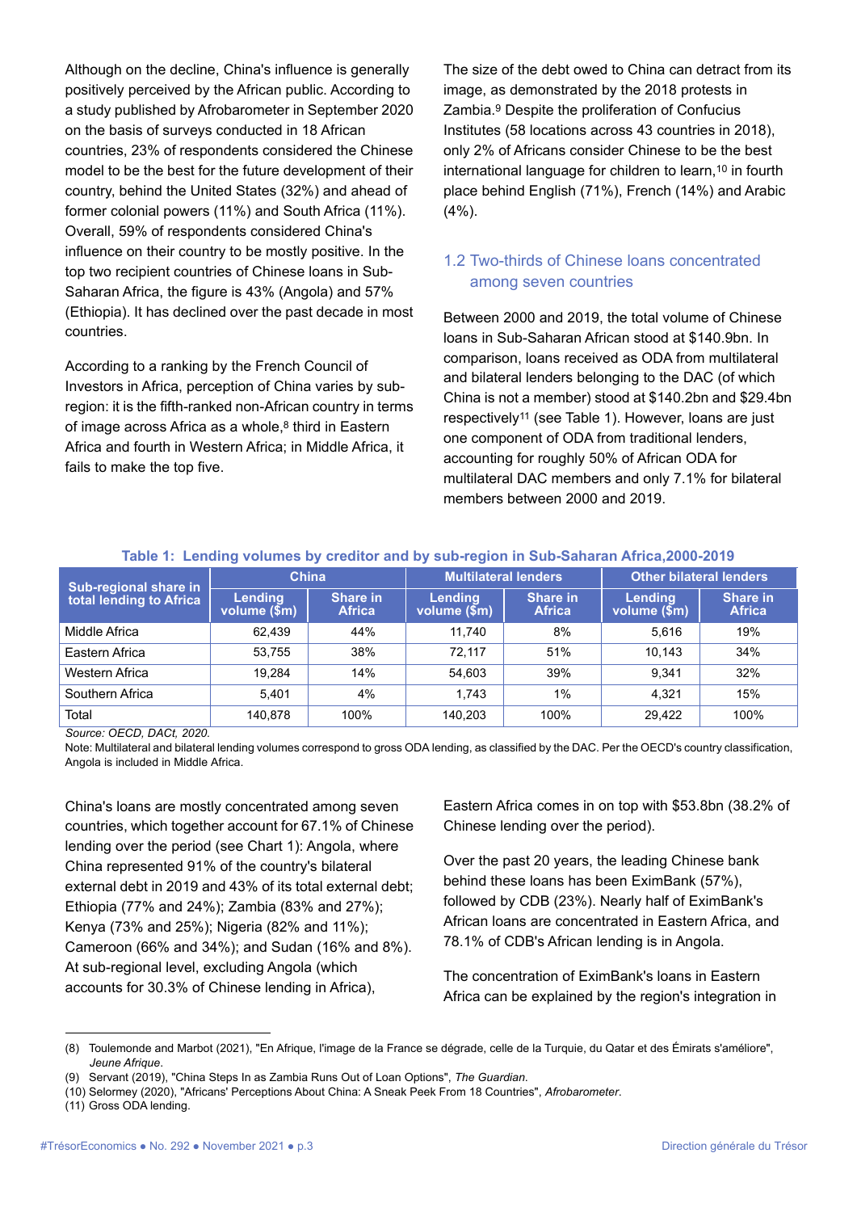Although on the decline, China's influence is generally positively perceived by the African public. According to a study published by Afrobarometer in September 2020 on the basis of surveys conducted in 18 African countries, 23% of respondents considered the Chinese model to be the best for the future development of their country, behind the United States (32%) and ahead of former colonial powers (11%) and South Africa (11%). Overall, 59% of respondents considered China's influence on their country to be mostly positive. In the top two recipient countries of Chinese loans in Sub-Saharan Africa, the figure is 43% (Angola) and 57% (Ethiopia). It has declined over the past decade in most countries.

According to a ranking by the French Council of Investors in Africa, perception of China varies by sub-region: it is the fifth-ranked non-African country in terms of image across Africa as a whole,[8] third in Eastern Africa and fourth in Western Africa; in Middle Africa, it fails to make the top five.

The size of the debt owed to China can detract from its image, as demonstrated by the 2018 protests in Zambia.[9] Despite the proliferation of Confucius Institutes (58 locations across 43 countries in 2018), only 2% of Africans consider Chinese to be the best international language for children to learn,[10] in fourth place behind English (71%), French (14%) and Arabic (4%).

## 1.2 Two-thirds of Chinese loans concentrated among seven countries

Between 2000 and 2019, the total volume of Chinese loans in Sub-Saharan African stood at $140.9bn. In comparison, loans received as ODA from multilateral and bilateral lenders belonging to the DAC (of which China is not a member) stood at $140.2bn and $29.4bn respectively[11] (see Table 1). However, loans are just one component of ODA from traditional lenders, accounting for roughly 50% of African ODA for multilateral DAC members and only 7.1% for bilateral members between 2000 and 2019.

**Table 1: Lending volumes by creditor and by sub-region in Sub-Saharan Africa,2000-2019**

| Sub-regional share in total lending to Africa | China | | Multilateral lenders | | Other bilateral lenders | |
|---|---|---|---|---|---|---|
| | Lending volume ($m) | Share in Africa | Lending volume ($m) | Share in Africa | Lending volume ($m) | Share in Africa |
| Middle Africa | 62,439 | 44% | 11,740 | 8% | 5,616 | 19% |
| Eastern Africa | 53,755 | 38% | 72,117 | 51% | 10,143 | 34% |
| Western Africa | 19,284 | 14% | 54,603 | 39% | 9,341 | 32% |
| Southern Africa | 5,401 | 4% | 1,743 | 1% | 4,321 | 15% |
| Total | 140,878 | 100% | 140,203 | 100% | 29,422 | 100% |

*Source: OECD, DACt, 2020.*

Note: Multilateral and bilateral lending volumes correspond to gross ODA lending, as classified by the DAC. Per the OECD's country classification, Angola is included in Middle Africa.

China's loans are mostly concentrated among seven countries, which together account for 67.1% of Chinese lending over the period (see Chart 1): Angola, where China represented 91% of the country's bilateral external debt in 2019 and 43% of its total external debt; Ethiopia (77% and 24%); Zambia (83% and 27%); Kenya (73% and 25%); Nigeria (82% and 11%); Cameroon (66% and 34%); and Sudan (16% and 8%). At sub-regional level, excluding Angola (which accounts for 30.3% of Chinese lending in Africa), Eastern Africa comes in on top with $53.8bn (38.2% of Chinese lending over the period).

Over the past 20 years, the leading Chinese bank behind these loans has been EximBank (57%), followed by CDB (23%). Nearly half of EximBank's African loans are concentrated in Eastern Africa, and 78.1% of CDB's African lending is in Angola.

The concentration of EximBank's loans in Eastern Africa can be explained by the region's integration in

(8) Toulemonde and Marbot (2021), "En Afrique, l'image de la France se dégrade, celle de la Turquie, du Qatar et des Émirats s'améliore", *Jeune Afrique*.

(9) Servant (2019), "China Steps In as Zambia Runs Out of Loan Options", *The Guardian*.

(10) Selormey (2020), "Africans' Perceptions About China: A Sneak Peek From 18 Countries", *Afrobarometer*.

(11) Gross ODA lending.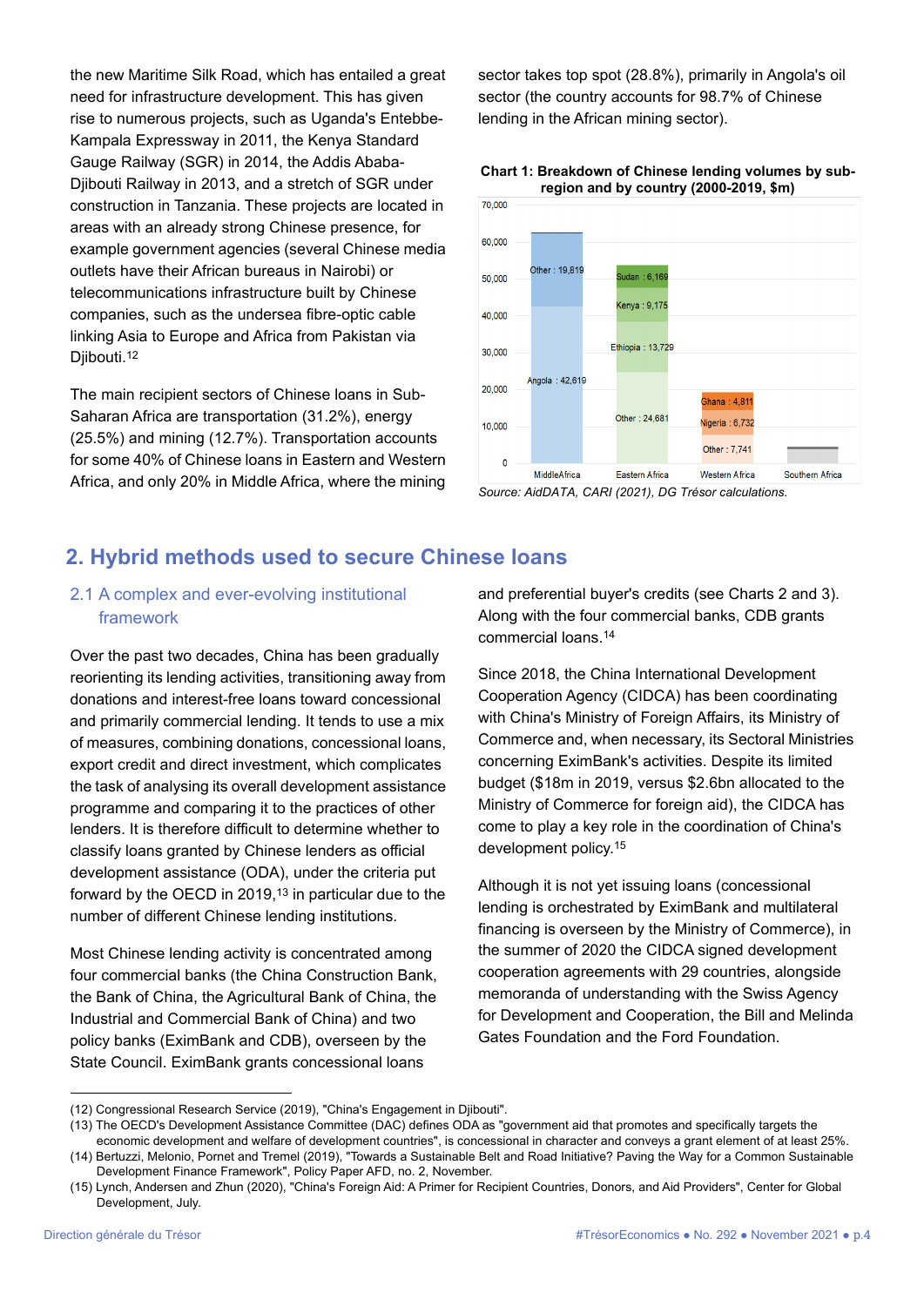the new Maritime Silk Road, which has entailed a great need for infrastructure development. This has given rise to numerous projects, such as Uganda's Entebbe-Kampala Expressway in 2011, the Kenya Standard Gauge Railway (SGR) in 2014, the Addis Ababa-Djibouti Railway in 2013, and a stretch of SGR under construction in Tanzania. These projects are located in areas with an already strong Chinese presence, for example government agencies (several Chinese media outlets have their African bureaus in Nairobi) or telecommunications infrastructure built by Chinese companies, such as the undersea fibre-optic cable linking Asia to Europe and Africa from Pakistan via Djibouti.[12]

The main recipient sectors of Chinese loans in Sub-Saharan Africa are transportation (31.2%), energy (25.5%) and mining (12.7%). Transportation accounts for some 40% of Chinese loans in Eastern and Western Africa, and only 20% in Middle Africa, where the mining sector takes top spot (28.8%), primarily in Angola's oil sector (the country accounts for 98.7% of Chinese lending in the African mining sector).

**Chart 1: Breakdown of Chinese lending volumes by sub-region and by country (2000-2019, $m)**

| Sub-region | Country | Amount ($m) |
|---|---|---|
| Middle Africa | Angola | 42,619 |
| Middle Africa | Other | 19,819 |
| Eastern Africa | Other | 24,681 |
| Eastern Africa | Ethiopia | 13,729 |
| Eastern Africa | Kenya | 9,175 |
| Eastern Africa | Sudan | 6,169 |
| Western Africa | Other | 7,741 |
| Western Africa | Nigeria | 6,732 |
| Western Africa | Ghana | 4,811 |
| Southern Africa | | |

*Source: AidDATA, CARI (2021), DG Trésor calculations.*

## 2. Hybrid methods used to secure Chinese loans

### 2.1 A complex and ever-evolving institutional framework

Over the past two decades, China has been gradually reorienting its lending activities, transitioning away from donations and interest-free loans toward concessional and primarily commercial lending. It tends to use a mix of measures, combining donations, concessional loans, export credit and direct investment, which complicates the task of analysing its overall development assistance programme and comparing it to the practices of other lenders. It is therefore difficult to determine whether to classify loans granted by Chinese lenders as official development assistance (ODA), under the criteria put forward by the OECD in 2019,[13] in particular due to the number of different Chinese lending institutions.

Most Chinese lending activity is concentrated among four commercial banks (the China Construction Bank, the Bank of China, the Agricultural Bank of China, the Industrial and Commercial Bank of China) and two policy banks (EximBank and CDB), overseen by the State Council. EximBank grants concessional loans and preferential buyer's credits (see Charts 2 and 3). Along with the four commercial banks, CDB grants commercial loans.[14]

Since 2018, the China International Development Cooperation Agency (CIDCA) has been coordinating with China's Ministry of Foreign Affairs, its Ministry of Commerce and, when necessary, its Sectoral Ministries concerning EximBank's activities. Despite its limited budget ($18m in 2019, versus $2.6bn allocated to the Ministry of Commerce for foreign aid), the CIDCA has come to play a key role in the coordination of China's development policy.[15]

Although it is not yet issuing loans (concessional lending is orchestrated by EximBank and multilateral financing is overseen by the Ministry of Commerce), in the summer of 2020 the CIDCA signed development cooperation agreements with 29 countries, alongside memoranda of understanding with the Swiss Agency for Development and Cooperation, the Bill and Melinda Gates Foundation and the Ford Foundation.

---

(12) Congressional Research Service (2019), "China's Engagement in Djibouti".

(13) The OECD's Development Assistance Committee (DAC) defines ODA as "government aid that promotes and specifically targets the economic development and welfare of development countries", is concessional in character and conveys a grant element of at least 25%.

(14) Bertuzzi, Melonio, Pornet and Tremel (2019), "Towards a Sustainable Belt and Road Initiative? Paving the Way for a Common Sustainable Development Finance Framework", Policy Paper AFD, no. 2, November.

(15) Lynch, Andersen and Zhun (2020), "China's Foreign Aid: A Primer for Recipient Countries, Donors, and Aid Providers", Center for Global Development, July.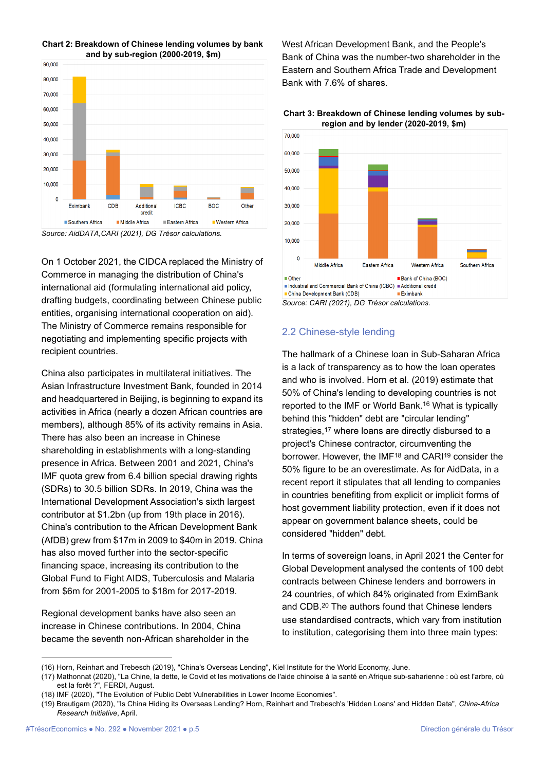**Chart 2: Breakdown of Chinese lending volumes by bank and by sub-region (2000-2019, $m)**

Source: AidDATA,CARI (2021), DG Trésor calculations.

On 1 October 2021, the CIDCA replaced the Ministry of Commerce in managing the distribution of China's international aid (formulating international aid policy, drafting budgets, coordinating between Chinese public entities, organising international cooperation on aid). The Ministry of Commerce remains responsible for negotiating and implementing specific projects with recipient countries.

China also participates in multilateral initiatives. The Asian Infrastructure Investment Bank, founded in 2014 and headquartered in Beijing, is beginning to expand its activities in Africa (nearly a dozen African countries are members), although 85% of its activity remains in Asia. There has also been an increase in Chinese shareholding in establishments with a long-standing presence in Africa. Between 2001 and 2021, China's IMF quota grew from 6.4 billion special drawing rights (SDRs) to 30.5 billion SDRs. In 2019, China was the International Development Association's sixth largest contributor at $1.2bn (up from 19th place in 2016). China's contribution to the African Development Bank (AfDB) grew from $17m in 2009 to $40m in 2019. China has also moved further into the sector-specific financing space, increasing its contribution to the Global Fund to Fight AIDS, Tuberculosis and Malaria from $6m for 2001-2005 to $18m for 2017-2019.

Regional development banks have also seen an increase in Chinese contributions. In 2004, China became the seventh non-African shareholder in the West African Development Bank, and the People's Bank of China was the number-two shareholder in the Eastern and Southern Africa Trade and Development Bank with 7.6% of shares.

**Chart 3: Breakdown of Chinese lending volumes by sub-region and by lender (2020-2019, $m)**

Source: CARI (2021), DG Trésor calculations.

## 2.2 Chinese-style lending

The hallmark of a Chinese loan in Sub-Saharan Africa is a lack of transparency as to how the loan operates and who is involved. Horn et al. (2019) estimate that 50% of China's lending to developing countries is not reported to the IMF or World Bank.[16] What is typically behind this "hidden" debt are "circular lending" strategies,[17] where loans are directly disbursed to a project's Chinese contractor, circumventing the borrower. However, the IMF[18] and CARI[19] consider the 50% figure to be an overestimate. As for AidData, in a recent report it stipulates that all lending to companies in countries benefiting from explicit or implicit forms of host government liability protection, even if it does not appear on government balance sheets, could be considered "hidden" debt.

In terms of sovereign loans, in April 2021 the Center for Global Development analysed the contents of 100 debt contracts between Chinese lenders and borrowers in 24 countries, of which 84% originated from EximBank and CDB.[20] The authors found that Chinese lenders use standardised contracts, which vary from institution to institution, categorising them into three main types:

---

(16) Horn, Reinhart and Trebesch (2019), "China's Overseas Lending", Kiel Institute for the World Economy, June.

(17) Mathonnat (2020), "La Chine, la dette, le Covid et les motivations de l'aide chinoise à la santé en Afrique sub-saharienne : où est l'arbre, où est la forêt ?", FERDI, August.

(18) IMF (2020), "The Evolution of Public Debt Vulnerabilities in Lower Income Economies".

(19) Brautigam (2020), "Is China Hiding its Overseas Lending? Horn, Reinhart and Trebesch's 'Hidden Loans' and Hidden Data", *China-Africa Research Initiative*, April.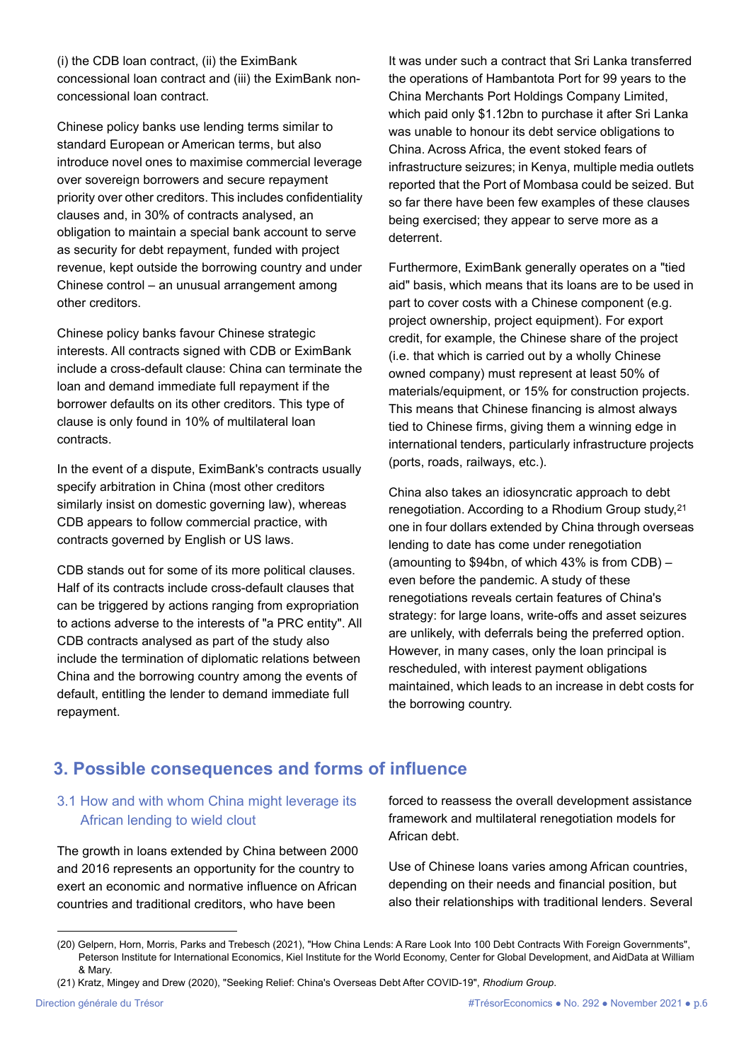(i) the CDB loan contract, (ii) the EximBank concessional loan contract and (iii) the EximBank non-concessional loan contract.

Chinese policy banks use lending terms similar to standard European or American terms, but also introduce novel ones to maximise commercial leverage over sovereign borrowers and secure repayment priority over other creditors. This includes confidentiality clauses and, in 30% of contracts analysed, an obligation to maintain a special bank account to serve as security for debt repayment, funded with project revenue, kept outside the borrowing country and under Chinese control – an unusual arrangement among other creditors.

Chinese policy banks favour Chinese strategic interests. All contracts signed with CDB or EximBank include a cross-default clause: China can terminate the loan and demand immediate full repayment if the borrower defaults on its other creditors. This type of clause is only found in 10% of multilateral loan contracts.

In the event of a dispute, EximBank's contracts usually specify arbitration in China (most other creditors similarly insist on domestic governing law), whereas CDB appears to follow commercial practice, with contracts governed by English or US laws.

CDB stands out for some of its more political clauses. Half of its contracts include cross-default clauses that can be triggered by actions ranging from expropriation to actions adverse to the interests of "a PRC entity". All CDB contracts analysed as part of the study also include the termination of diplomatic relations between China and the borrowing country among the events of default, entitling the lender to demand immediate full repayment.

It was under such a contract that Sri Lanka transferred the operations of Hambantota Port for 99 years to the China Merchants Port Holdings Company Limited, which paid only $1.12bn to purchase it after Sri Lanka was unable to honour its debt service obligations to China. Across Africa, the event stoked fears of infrastructure seizures; in Kenya, multiple media outlets reported that the Port of Mombasa could be seized. But so far there have been few examples of these clauses being exercised; they appear to serve more as a deterrent.

Furthermore, EximBank generally operates on a "tied aid" basis, which means that its loans are to be used in part to cover costs with a Chinese component (e.g. project ownership, project equipment). For export credit, for example, the Chinese share of the project (i.e. that which is carried out by a wholly Chinese owned company) must represent at least 50% of materials/equipment, or 15% for construction projects. This means that Chinese financing is almost always tied to Chinese firms, giving them a winning edge in international tenders, particularly infrastructure projects (ports, roads, railways, etc.).

China also takes an idiosyncratic approach to debt renegotiation. According to a Rhodium Group study,[21] one in four dollars extended by China through overseas lending to date has come under renegotiation (amounting to $94bn, of which 43% is from CDB) – even before the pandemic. A study of these renegotiations reveals certain features of China's strategy: for large loans, write-offs and asset seizures are unlikely, with deferrals being the preferred option. However, in many cases, only the loan principal is rescheduled, with interest payment obligations maintained, which leads to an increase in debt costs for the borrowing country.

## 3. Possible consequences and forms of influence

### 3.1 How and with whom China might leverage its African lending to wield clout

The growth in loans extended by China between 2000 and 2016 represents an opportunity for the country to exert an economic and normative influence on African countries and traditional creditors, who have been forced to reassess the overall development assistance framework and multilateral renegotiation models for African debt.

Use of Chinese loans varies among African countries, depending on their needs and financial position, but also their relationships with traditional lenders. Several

(20) Gelpern, Horn, Morris, Parks and Trebesch (2021), "How China Lends: A Rare Look Into 100 Debt Contracts With Foreign Governments", Peterson Institute for International Economics, Kiel Institute for the World Economy, Center for Global Development, and AidData at William & Mary.

(21) Kratz, Mingey and Drew (2020), "Seeking Relief: China's Overseas Debt After COVID-19", *Rhodium Group*.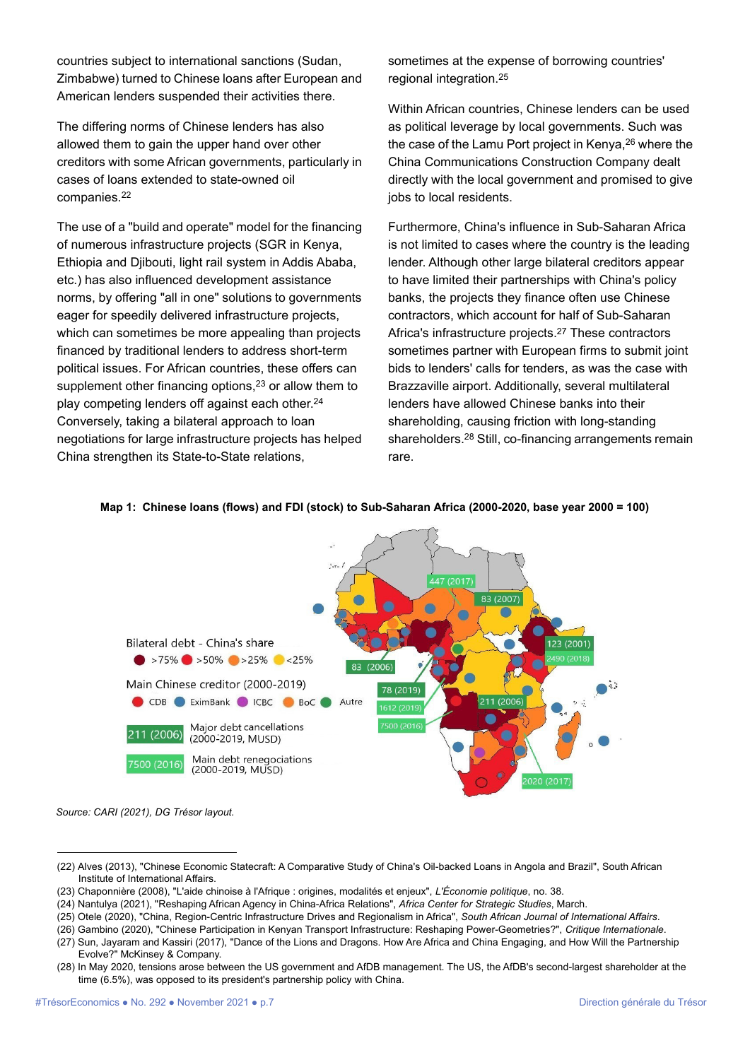countries subject to international sanctions (Sudan, Zimbabwe) turned to Chinese loans after European and American lenders suspended their activities there.

The differing norms of Chinese lenders has also allowed them to gain the upper hand over other creditors with some African governments, particularly in cases of loans extended to state-owned oil companies.[22]

The use of a "build and operate" model for the financing of numerous infrastructure projects (SGR in Kenya, Ethiopia and Djibouti, light rail system in Addis Ababa, etc.) has also influenced development assistance norms, by offering "all in one" solutions to governments eager for speedily delivered infrastructure projects, which can sometimes be more appealing than projects financed by traditional lenders to address short-term political issues. For African countries, these offers can supplement other financing options,[23] or allow them to play competing lenders off against each other.[24] Conversely, taking a bilateral approach to loan negotiations for large infrastructure projects has helped China strengthen its State-to-State relations, sometimes at the expense of borrowing countries' regional integration.[25]

Within African countries, Chinese lenders can be used as political leverage by local governments. Such was the case of the Lamu Port project in Kenya,[26] where the China Communications Construction Company dealt directly with the local government and promised to give jobs to local residents.

Furthermore, China's influence in Sub-Saharan Africa is not limited to cases where the country is the leading lender. Although other large bilateral creditors appear to have limited their partnerships with China's policy banks, the projects they finance often use Chinese contractors, which account for half of Sub-Saharan Africa's infrastructure projects.[27] These contractors sometimes partner with European firms to submit joint bids to lenders' calls for tenders, as was the case with Brazzaville airport. Additionally, several multilateral lenders have allowed Chinese banks into their shareholding, causing friction with long-standing shareholders.[28] Still, co-financing arrangements remain rare.

**Map 1: Chinese loans (flows) and FDI (stock) to Sub-Saharan Africa (2000-2020, base year 2000 = 100)**

Bilateral debt - China's share: >75% | >50% | >25% | <25%

Main Chinese creditor (2000-2019): CDB | EximBank | ICBC | BoC | Autre

211 (2006) — Major debt cancellations (2000-2019, MUSD)

7500 (2016) — Main debt renegociations (2000-2019, MUSD)

447 (2017), 83 (2007), 123 (2001), 2490 (2018), 83 (2006), 78 (2019), 1612 (2019), 7500 (2016), 211 (2006), 2020 (2017)

*Source: CARI (2021), DG Trésor layout.*

---

(22) Alves (2013), "Chinese Economic Statecraft: A Comparative Study of China's Oil-backed Loans in Angola and Brazil", South African Institute of International Affairs.

(23) Chaponnière (2008), "L'aide chinoise à l'Afrique : origines, modalités et enjeux", *L'Économie politique*, no. 38.

(24) Nantulya (2021), "Reshaping African Agency in China-Africa Relations", *Africa Center for Strategic Studies*, March.

(25) Otele (2020), "China, Region-Centric Infrastructure Drives and Regionalism in Africa", *South African Journal of International Affairs*.

(26) Gambino (2020), "Chinese Participation in Kenyan Transport Infrastructure: Reshaping Power-Geometries?", *Critique Internationale*.

(27) Sun, Jayaram and Kassiri (2017), "Dance of the Lions and Dragons. How Are Africa and China Engaging, and How Will the Partnership Evolve?" McKinsey & Company.

(28) In May 2020, tensions arose between the US government and AfDB management. The US, the AfDB's second-largest shareholder at the time (6.5%), was opposed to its president's partnership policy with China.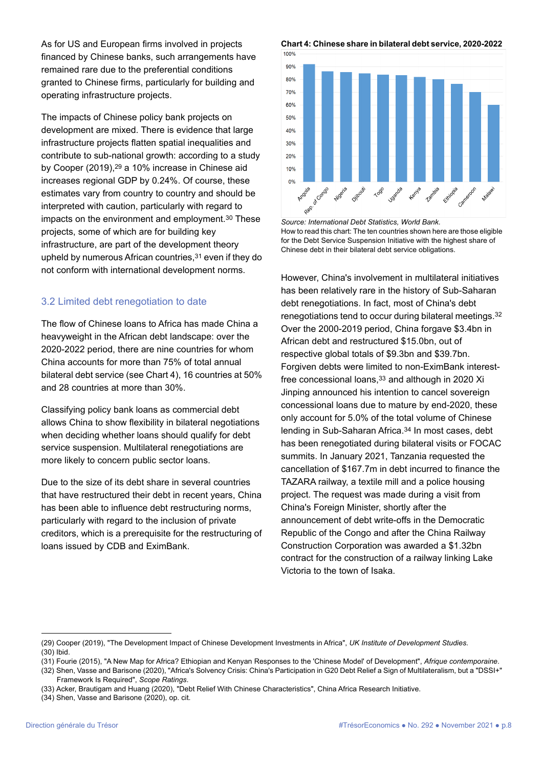As for US and European firms involved in projects financed by Chinese banks, such arrangements have remained rare due to the preferential conditions granted to Chinese firms, particularly for building and operating infrastructure projects.

The impacts of Chinese policy bank projects on development are mixed. There is evidence that large infrastructure projects flatten spatial inequalities and contribute to sub-national growth: according to a study by Cooper (2019),[29] a 10% increase in Chinese aid increases regional GDP by 0.24%. Of course, these estimates vary from country to country and should be interpreted with caution, particularly with regard to impacts on the environment and employment.[30] These projects, some of which are for building key infrastructure, are part of the development theory upheld by numerous African countries,[31] even if they do not conform with international development norms.

### 3.2 Limited debt renegotiation to date

The flow of Chinese loans to Africa has made China a heavyweight in the African debt landscape: over the 2020-2022 period, there are nine countries for whom China accounts for more than 75% of total annual bilateral debt service (see Chart 4), 16 countries at 50% and 28 countries at more than 30%.

Classifying policy bank loans as commercial debt allows China to show flexibility in bilateral negotiations when deciding whether loans should qualify for debt service suspension. Multilateral renegotiations are more likely to concern public sector loans.

Due to the size of its debt share in several countries that have restructured their debt in recent years, China has been able to influence debt restructuring norms, particularly with regard to the inclusion of private creditors, which is a prerequisite for the restructuring of loans issued by CDB and EximBank.

**Chart 4: Chinese share in bilateral debt service, 2020-2022**

*Source: International Debt Statistics, World Bank.*

How to read this chart: The ten countries shown here are those eligible for the Debt Service Suspension Initiative with the highest share of Chinese debt in their bilateral debt service obligations.

However, China's involvement in multilateral initiatives has been relatively rare in the history of Sub-Saharan debt renegotiations. In fact, most of China's debt renegotiations tend to occur during bilateral meetings.[32] Over the 2000-2019 period, China forgave $3.4bn in African debt and restructured $15.0bn, out of respective global totals of $9.3bn and $39.7bn. Forgiven debts were limited to non-EximBank interest-free concessional loans,[33] and although in 2020 Xi Jinping announced his intention to cancel sovereign concessional loans due to mature by end-2020, these only account for 5.0% of the total volume of Chinese lending in Sub-Saharan Africa.[34] In most cases, debt has been renegotiated during bilateral visits or FOCAC summits. In January 2021, Tanzania requested the cancellation of $167.7m in debt incurred to finance the TAZARA railway, a textile mill and a police housing project. The request was made during a visit from China's Foreign Minister, shortly after the announcement of debt write-offs in the Democratic Republic of the Congo and after the China Railway Construction Corporation was awarded a $1.32bn contract for the construction of a railway linking Lake Victoria to the town of Isaka.

---

(29) Cooper (2019), "The Development Impact of Chinese Development Investments in Africa", *UK Institute of Development Studies*.
(30) Ibid.
(31) Fourie (2015), "A New Map for Africa? Ethiopian and Kenyan Responses to the 'Chinese Model' of Development", *Afrique contemporaine*.
(32) Shen, Vasse and Barisone (2020), "Africa's Solvency Crisis: China's Participation in G20 Debt Relief a Sign of Multilateralism, but a "DSSI+" Framework Is Required", *Scope Ratings*.
(33) Acker, Brautigam and Huang (2020), "Debt Relief With Chinese Characteristics", China Africa Research Initiative.
(34) Shen, Vasse and Barisone (2020), op. cit.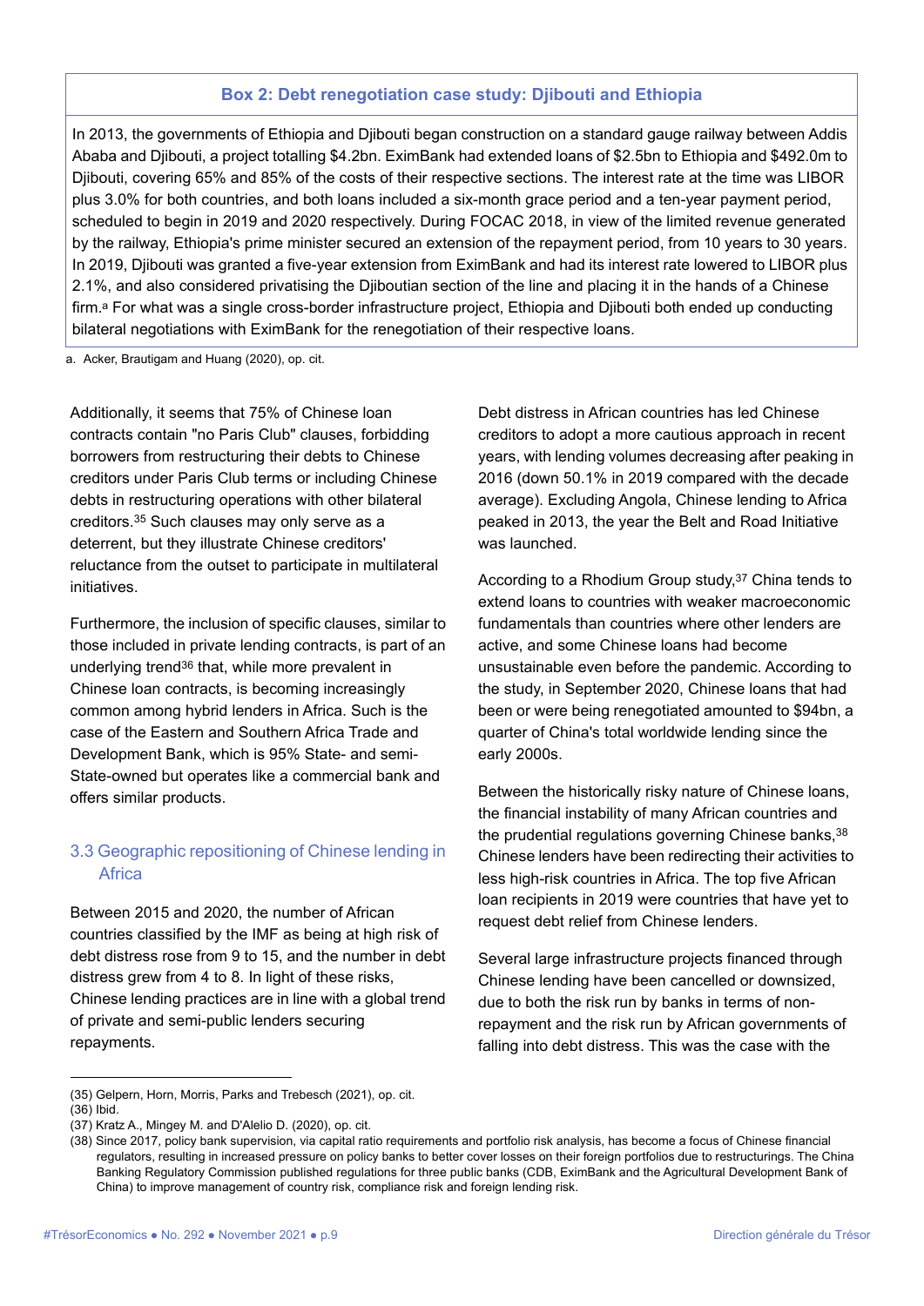**Box 2: Debt renegotiation case study: Djibouti and Ethiopia**

In 2013, the governments of Ethiopia and Djibouti began construction on a standard gauge railway between Addis Ababa and Djibouti, a project totalling $4.2bn. EximBank had extended loans of $2.5bn to Ethiopia and $492.0m to Djibouti, covering 65% and 85% of the costs of their respective sections. The interest rate at the time was LIBOR plus 3.0% for both countries, and both loans included a six-month grace period and a ten-year payment period, scheduled to begin in 2019 and 2020 respectively. During FOCAC 2018, in view of the limited revenue generated by the railway, Ethiopia's prime minister secured an extension of the repayment period, from 10 years to 30 years. In 2019, Djibouti was granted a five-year extension from EximBank and had its interest rate lowered to LIBOR plus 2.1%, and also considered privatising the Djiboutian section of the line and placing it in the hands of a Chinese firm.[a] For what was a single cross-border infrastructure project, Ethiopia and Djibouti both ended up conducting bilateral negotiations with EximBank for the renegotiation of their respective loans.

a. Acker, Brautigam and Huang (2020), op. cit.

Additionally, it seems that 75% of Chinese loan contracts contain "no Paris Club" clauses, forbidding borrowers from restructuring their debts to Chinese creditors under Paris Club terms or including Chinese debts in restructuring operations with other bilateral creditors.[35] Such clauses may only serve as a deterrent, but they illustrate Chinese creditors' reluctance from the outset to participate in multilateral initiatives.

Furthermore, the inclusion of specific clauses, similar to those included in private lending contracts, is part of an underlying trend[36] that, while more prevalent in Chinese loan contracts, is becoming increasingly common among hybrid lenders in Africa. Such is the case of the Eastern and Southern Africa Trade and Development Bank, which is 95% State- and semi-State-owned but operates like a commercial bank and offers similar products.

### 3.3 Geographic repositioning of Chinese lending in Africa

Between 2015 and 2020, the number of African countries classified by the IMF as being at high risk of debt distress rose from 9 to 15, and the number in debt distress grew from 4 to 8. In light of these risks, Chinese lending practices are in line with a global trend of private and semi-public lenders securing repayments.

Debt distress in African countries has led Chinese creditors to adopt a more cautious approach in recent years, with lending volumes decreasing after peaking in 2016 (down 50.1% in 2019 compared with the decade average). Excluding Angola, Chinese lending to Africa peaked in 2013, the year the Belt and Road Initiative was launched.

According to a Rhodium Group study,[37] China tends to extend loans to countries with weaker macroeconomic fundamentals than countries where other lenders are active, and some Chinese loans had become unsustainable even before the pandemic. According to the study, in September 2020, Chinese loans that had been or were being renegotiated amounted to $94bn, a quarter of China's total worldwide lending since the early 2000s.

Between the historically risky nature of Chinese loans, the financial instability of many African countries and the prudential regulations governing Chinese banks,[38] Chinese lenders have been redirecting their activities to less high-risk countries in Africa. The top five African loan recipients in 2019 were countries that have yet to request debt relief from Chinese lenders.

Several large infrastructure projects financed through Chinese lending have been cancelled or downsized, due to both the risk run by banks in terms of non-repayment and the risk run by African governments of falling into debt distress. This was the case with the

(35) Gelpern, Horn, Morris, Parks and Trebesch (2021), op. cit.
(36) Ibid.
(37) Kratz A., Mingey M. and D'Alelio D. (2020), op. cit.
(38) Since 2017, policy bank supervision, via capital ratio requirements and portfolio risk analysis, has become a focus of Chinese financial regulators, resulting in increased pressure on policy banks to better cover losses on their foreign portfolios due to restructurings. The China Banking Regulatory Commission published regulations for three public banks (CDB, EximBank and the Agricultural Development Bank of China) to improve management of country risk, compliance risk and foreign lending risk.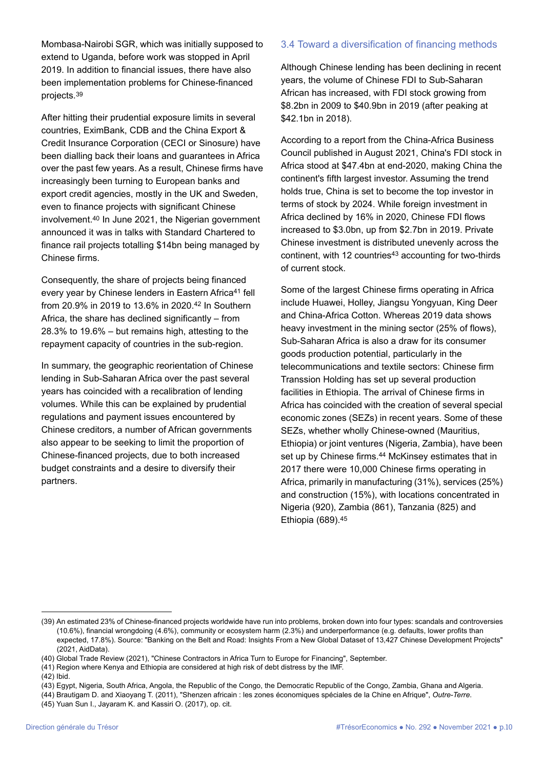Mombasa-Nairobi SGR, which was initially supposed to extend to Uganda, before work was stopped in April 2019. In addition to financial issues, there have also been implementation problems for Chinese-financed projects.[39]

After hitting their prudential exposure limits in several countries, EximBank, CDB and the China Export & Credit Insurance Corporation (CECI or Sinosure) have been dialling back their loans and guarantees in Africa over the past few years. As a result, Chinese firms have increasingly been turning to European banks and export credit agencies, mostly in the UK and Sweden, even to finance projects with significant Chinese involvement.[40] In June 2021, the Nigerian government announced it was in talks with Standard Chartered to finance rail projects totalling $14bn being managed by Chinese firms.

Consequently, the share of projects being financed every year by Chinese lenders in Eastern Africa[41] fell from 20.9% in 2019 to 13.6% in 2020.[42] In Southern Africa, the share has declined significantly – from 28.3% to 19.6% – but remains high, attesting to the repayment capacity of countries in the sub-region.

In summary, the geographic reorientation of Chinese lending in Sub-Saharan Africa over the past several years has coincided with a recalibration of lending volumes. While this can be explained by prudential regulations and payment issues encountered by Chinese creditors, a number of African governments also appear to be seeking to limit the proportion of Chinese-financed projects, due to both increased budget constraints and a desire to diversify their partners.

### 3.4 Toward a diversification of financing methods

Although Chinese lending has been declining in recent years, the volume of Chinese FDI to Sub-Saharan African has increased, with FDI stock growing from $8.2bn in 2009 to $40.9bn in 2019 (after peaking at $42.1bn in 2018).

According to a report from the China-Africa Business Council published in August 2021, China's FDI stock in Africa stood at $47.4bn at end-2020, making China the continent's fifth largest investor. Assuming the trend holds true, China is set to become the top investor in terms of stock by 2024. While foreign investment in Africa declined by 16% in 2020, Chinese FDI flows increased to $3.0bn, up from $2.7bn in 2019. Private Chinese investment is distributed unevenly across the continent, with 12 countries[43] accounting for two-thirds of current stock.

Some of the largest Chinese firms operating in Africa include Huawei, Holley, Jiangsu Yongyuan, King Deer and China-Africa Cotton. Whereas 2019 data shows heavy investment in the mining sector (25% of flows), Sub-Saharan Africa is also a draw for its consumer goods production potential, particularly in the telecommunications and textile sectors: Chinese firm Transsion Holding has set up several production facilities in Ethiopia. The arrival of Chinese firms in Africa has coincided with the creation of several special economic zones (SEZs) in recent years. Some of these SEZs, whether wholly Chinese-owned (Mauritius, Ethiopia) or joint ventures (Nigeria, Zambia), have been set up by Chinese firms.[44] McKinsey estimates that in 2017 there were 10,000 Chinese firms operating in Africa, primarily in manufacturing (31%), services (25%) and construction (15%), with locations concentrated in Nigeria (920), Zambia (861), Tanzania (825) and Ethiopia (689).[45]

---

(39) An estimated 23% of Chinese-financed projects worldwide have run into problems, broken down into four types: scandals and controversies (10.6%), financial wrongdoing (4.6%), community or ecosystem harm (2.3%) and underperformance (e.g. defaults, lower profits than expected, 17.8%). Source: "Banking on the Belt and Road: Insights From a New Global Dataset of 13,427 Chinese Development Projects" (2021, AidData).

(40) Global Trade Review (2021), "Chinese Contractors in Africa Turn to Europe for Financing", September.

(41) Region where Kenya and Ethiopia are considered at high risk of debt distress by the IMF.

(42) Ibid.

(43) Egypt, Nigeria, South Africa, Angola, the Republic of the Congo, the Democratic Republic of the Congo, Zambia, Ghana and Algeria.

(44) Brautigam D. and Xiaoyang T. (2011), "Shenzen africain : les zones économiques spéciales de la Chine en Afrique", *Outre-Terre*.

(45) Yuan Sun I., Jayaram K. and Kassiri O. (2017), op. cit.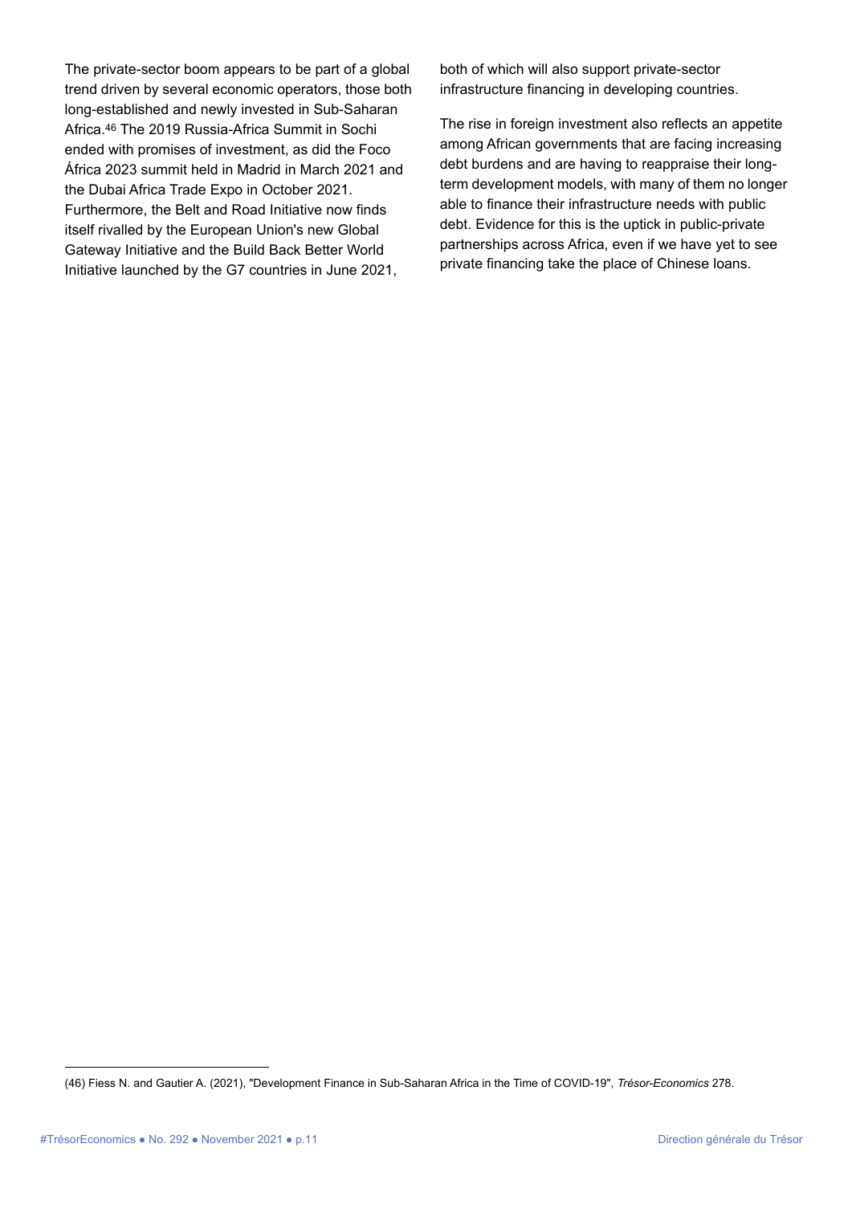The private-sector boom appears to be part of a global trend driven by several economic operators, those both long-established and newly invested in Sub-Saharan Africa.[46] The 2019 Russia-Africa Summit in Sochi ended with promises of investment, as did the Foco África 2023 summit held in Madrid in March 2021 and the Dubai Africa Trade Expo in October 2021. Furthermore, the Belt and Road Initiative now finds itself rivalled by the European Union's new Global Gateway Initiative and the Build Back Better World Initiative launched by the G7 countries in June 2021, both of which will also support private-sector infrastructure financing in developing countries.

The rise in foreign investment also reflects an appetite among African governments that are facing increasing debt burdens and are having to reappraise their long-term development models, with many of them no longer able to finance their infrastructure needs with public debt. Evidence for this is the uptick in public-private partnerships across Africa, even if we have yet to see private financing take the place of Chinese loans.

(46) Fiess N. and Gautier A. (2021), "Development Finance in Sub-Saharan Africa in the Time of COVID-19", *Trésor-Economics* 278.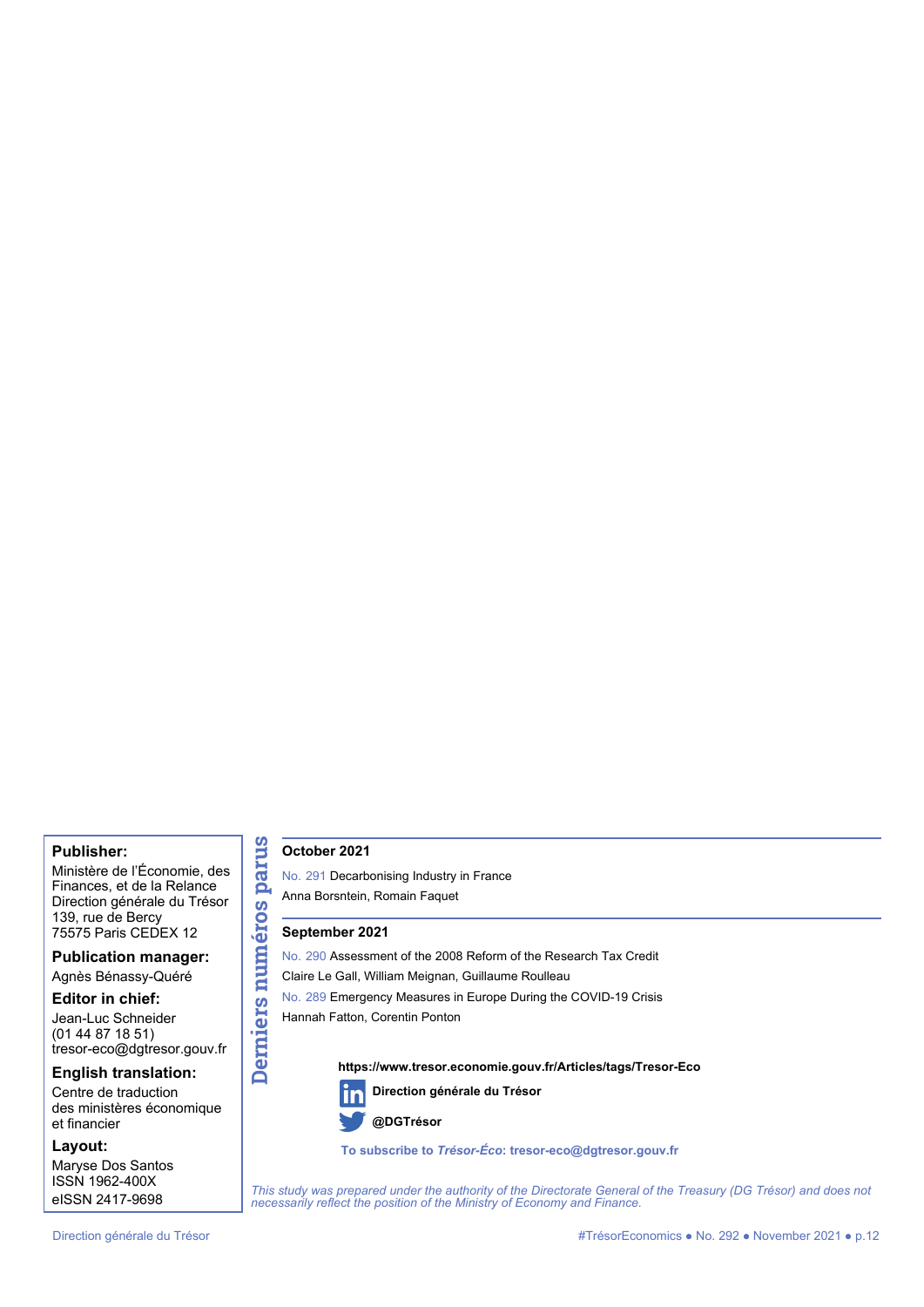**Publisher:**

Ministère de l'Économie, des Finances, et de la Relance
Direction générale du Trésor
139, rue de Bercy
75575 Paris CEDEX 12

**Publication manager:**

Agnès Bénassy-Quéré

**Editor in chief:**

Jean-Luc Schneider
(01 44 87 18 51)
tresor-eco@dgtresor.gouv.fr

**English translation:**

Centre de traduction des ministères économique et financier

**Layout:**

Maryse Dos Santos
ISSN 1962-400X
eISSN 2417-9698

## Derniers numéros parus

### October 2021

No. 291 Decarbonising Industry in France
Anna Borsntein, Romain Faquet

### September 2021

No. 290 Assessment of the 2008 Reform of the Research Tax Credit
Claire Le Gall, William Meignan, Guillaume Roulleau

No. 289 Emergency Measures in Europe During the COVID-19 Crisis
Hannah Fatton, Corentin Ponton

**https://www.tresor.economie.gouv.fr/Articles/tags/Tresor-Eco**

**Direction générale du Trésor**

**@DGTrésor**

**To subscribe to *Trésor-Éco*: tresor-eco@dgtresor.gouv.fr**

*This study was prepared under the authority of the Directorate General of the Treasury (DG Trésor) and does not necessarily reflect the position of the Ministry of Economy and Finance.*